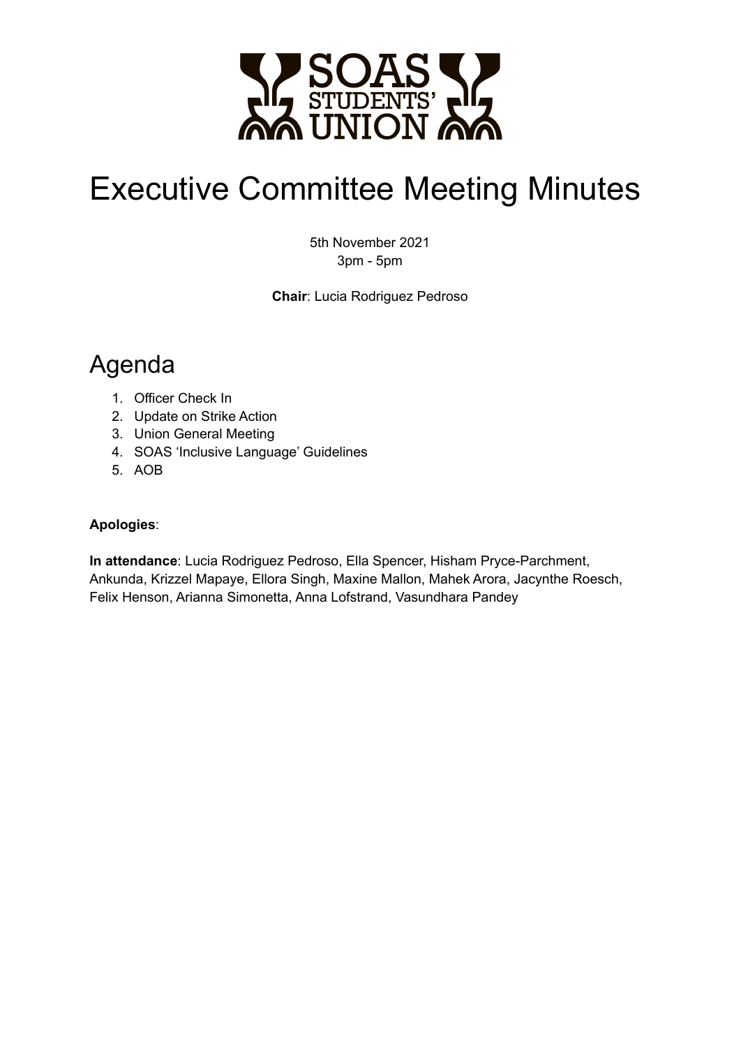# Executive Committee Meeting Minutes

5th November 2021
3pm - 5pm

**Chair**: Lucia Rodriguez Pedroso

## Agenda

1. Officer Check In
2. Update on Strike Action
3. Union General Meeting
4. SOAS 'Inclusive Language' Guidelines
5. AOB

**Apologies**:

**In attendance**: Lucia Rodriguez Pedroso, Ella Spencer, Hisham Pryce-Parchment, Ankunda, Krizzel Mapaye, Ellora Singh, Maxine Mallon, Mahek Arora, Jacynthe Roesch, Felix Henson, Arianna Simonetta, Anna Lofstrand, Vasundhara Pandey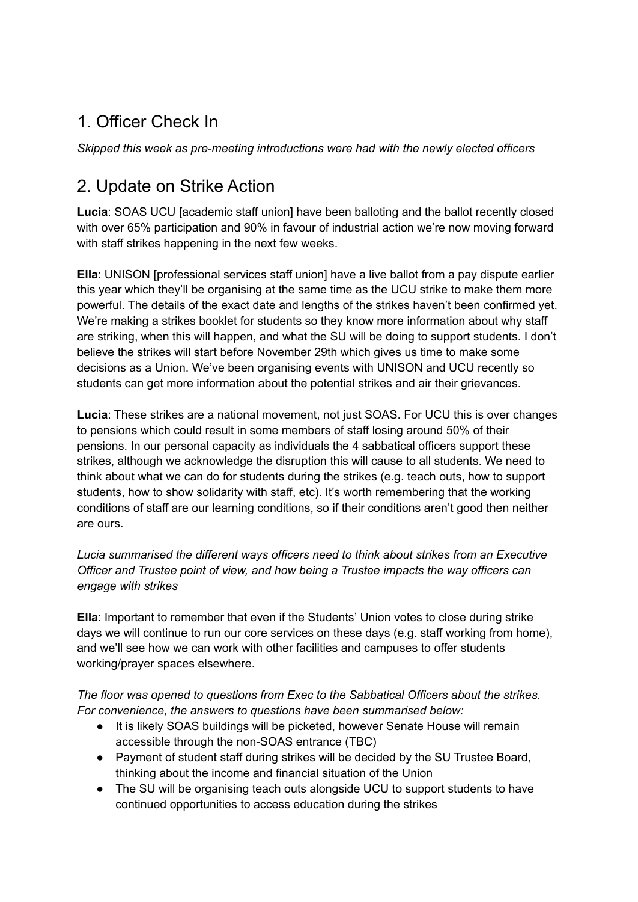## 1. Officer Check In

*Skipped this week as pre-meeting introductions were had with the newly elected officers*

## 2. Update on Strike Action

**Lucia**: SOAS UCU [academic staff union] have been balloting and the ballot recently closed with over 65% participation and 90% in favour of industrial action we're now moving forward with staff strikes happening in the next few weeks.

**Ella**: UNISON [professional services staff union] have a live ballot from a pay dispute earlier this year which they'll be organising at the same time as the UCU strike to make them more powerful. The details of the exact date and lengths of the strikes haven't been confirmed yet. We're making a strikes booklet for students so they know more information about why staff are striking, when this will happen, and what the SU will be doing to support students. I don't believe the strikes will start before November 29th which gives us time to make some decisions as a Union. We've been organising events with UNISON and UCU recently so students can get more information about the potential strikes and air their grievances.

**Lucia**: These strikes are a national movement, not just SOAS. For UCU this is over changes to pensions which could result in some members of staff losing around 50% of their pensions. In our personal capacity as individuals the 4 sabbatical officers support these strikes, although we acknowledge the disruption this will cause to all students. We need to think about what we can do for students during the strikes (e.g. teach outs, how to support students, how to show solidarity with staff, etc). It's worth remembering that the working conditions of staff are our learning conditions, so if their conditions aren't good then neither are ours.

*Lucia summarised the different ways officers need to think about strikes from an Executive Officer and Trustee point of view, and how being a Trustee impacts the way officers can engage with strikes*

**Ella**: Important to remember that even if the Students' Union votes to close during strike days we will continue to run our core services on these days (e.g. staff working from home), and we'll see how we can work with other facilities and campuses to offer students working/prayer spaces elsewhere.

*The floor was opened to questions from Exec to the Sabbatical Officers about the strikes. For convenience, the answers to questions have been summarised below:*

- It is likely SOAS buildings will be picketed, however Senate House will remain accessible through the non-SOAS entrance (TBC)
- Payment of student staff during strikes will be decided by the SU Trustee Board, thinking about the income and financial situation of the Union
- The SU will be organising teach outs alongside UCU to support students to have continued opportunities to access education during the strikes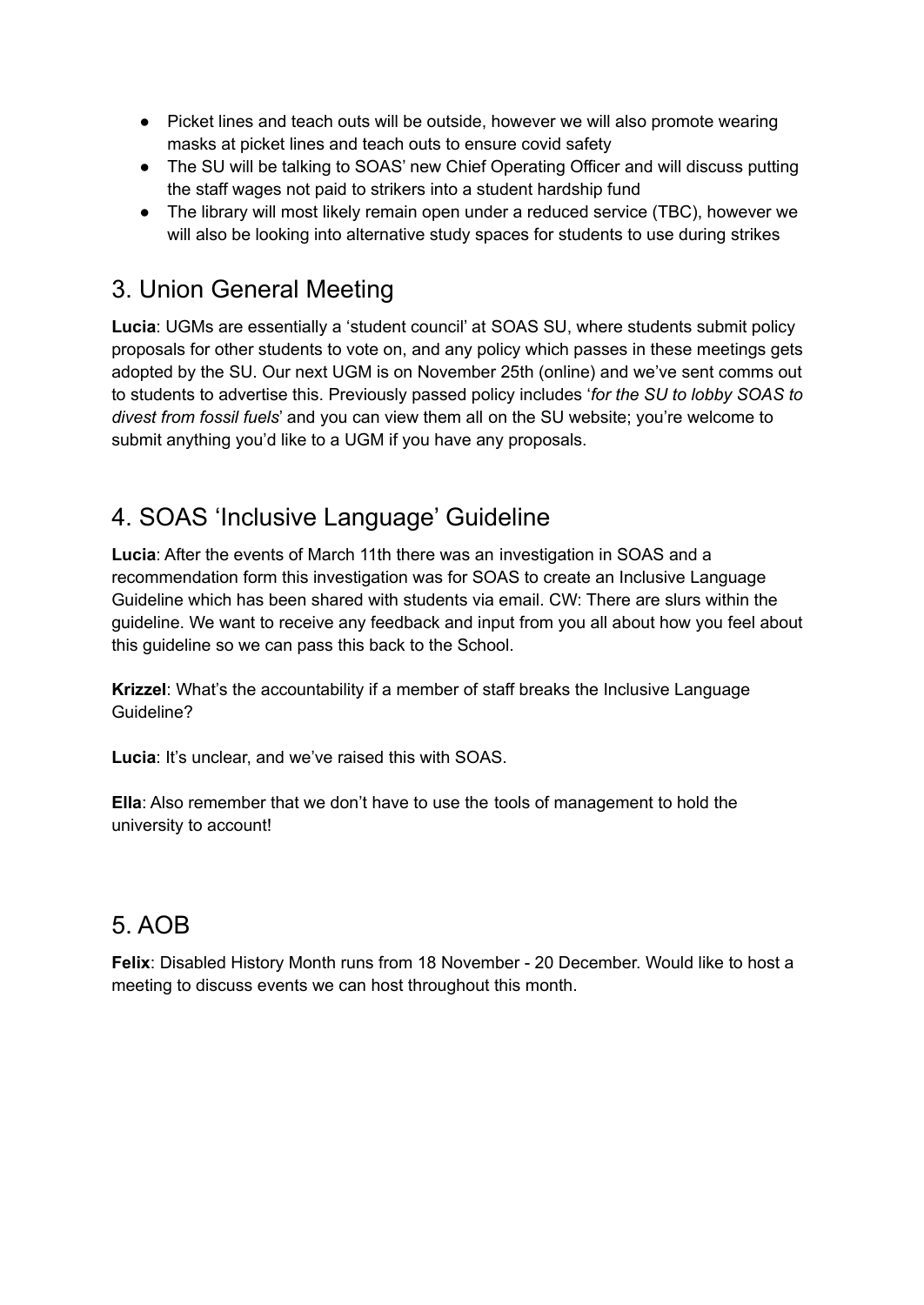- Picket lines and teach outs will be outside, however we will also promote wearing masks at picket lines and teach outs to ensure covid safety
- The SU will be talking to SOAS' new Chief Operating Officer and will discuss putting the staff wages not paid to strikers into a student hardship fund
- The library will most likely remain open under a reduced service (TBC), however we will also be looking into alternative study spaces for students to use during strikes

## 3. Union General Meeting

**Lucia**: UGMs are essentially a 'student council' at SOAS SU, where students submit policy proposals for other students to vote on, and any policy which passes in these meetings gets adopted by the SU. Our next UGM is on November 25th (online) and we've sent comms out to students to advertise this. Previously passed policy includes '*for the SU to lobby SOAS to divest from fossil fuels*' and you can view them all on the SU website; you're welcome to submit anything you'd like to a UGM if you have any proposals.

## 4. SOAS 'Inclusive Language' Guideline

**Lucia**: After the events of March 11th there was an investigation in SOAS and a recommendation form this investigation was for SOAS to create an Inclusive Language Guideline which has been shared with students via email. CW: There are slurs within the guideline. We want to receive any feedback and input from you all about how you feel about this guideline so we can pass this back to the School.

**Krizzel**: What's the accountability if a member of staff breaks the Inclusive Language Guideline?

**Lucia**: It's unclear, and we've raised this with SOAS.

**Ella**: Also remember that we don't have to use the tools of management to hold the university to account!

## 5. AOB

**Felix**: Disabled History Month runs from 18 November - 20 December. Would like to host a meeting to discuss events we can host throughout this month.